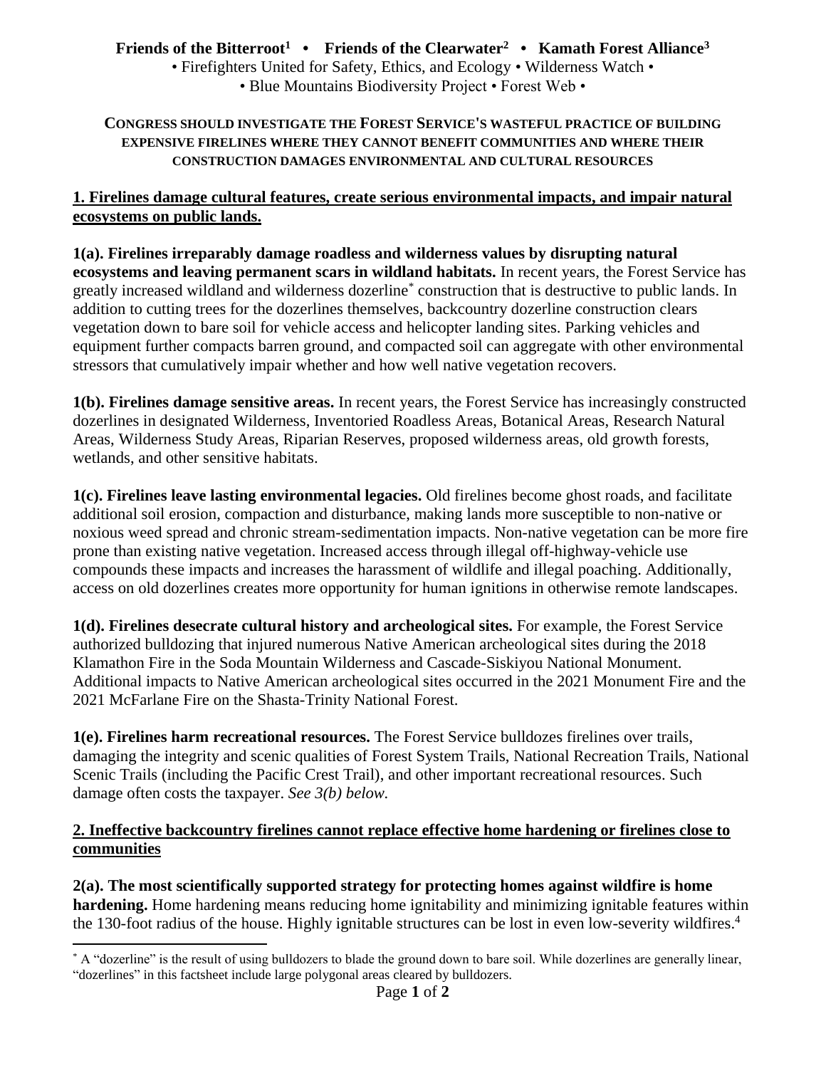**Friends of the Bitterroot[1] • Friends of the Clearwater[2] • Kamath Forest Alliance[3]**

• Firefighters United for Safety, Ethics, and Ecology • Wilderness Watch •

• Blue Mountains Biodiversity Project • Forest Web •

# CONGRESS SHOULD INVESTIGATE THE FOREST SERVICE'S WASTEFUL PRACTICE OF BUILDING EXPENSIVE FIRELINES WHERE THEY CANNOT BENEFIT COMMUNITIES AND WHERE THEIR CONSTRUCTION DAMAGES ENVIRONMENTAL AND CULTURAL RESOURCES

## 1. Firelines damage cultural features, create serious environmental impacts, and impair natural ecosystems on public lands.

**1(a). Firelines irreparably damage roadless and wilderness values by disrupting natural ecosystems and leaving permanent scars in wildland habitats.** In recent years, the Forest Service has greatly increased wildland and wilderness dozerline* construction that is destructive to public lands. In addition to cutting trees for the dozerlines themselves, backcountry dozerline construction clears vegetation down to bare soil for vehicle access and helicopter landing sites. Parking vehicles and equipment further compacts barren ground, and compacted soil can aggregate with other environmental stressors that cumulatively impair whether and how well native vegetation recovers.

**1(b). Firelines damage sensitive areas.** In recent years, the Forest Service has increasingly constructed dozerlines in designated Wilderness, Inventoried Roadless Areas, Botanical Areas, Research Natural Areas, Wilderness Study Areas, Riparian Reserves, proposed wilderness areas, old growth forests, wetlands, and other sensitive habitats.

**1(c). Firelines leave lasting environmental legacies.** Old firelines become ghost roads, and facilitate additional soil erosion, compaction and disturbance, making lands more susceptible to non-native or noxious weed spread and chronic stream-sedimentation impacts. Non-native vegetation can be more fire prone than existing native vegetation. Increased access through illegal off-highway-vehicle use compounds these impacts and increases the harassment of wildlife and illegal poaching. Additionally, access on old dozerlines creates more opportunity for human ignitions in otherwise remote landscapes.

**1(d). Firelines desecrate cultural history and archeological sites.** For example, the Forest Service authorized bulldozing that injured numerous Native American archeological sites during the 2018 Klamathon Fire in the Soda Mountain Wilderness and Cascade-Siskiyou National Monument. Additional impacts to Native American archeological sites occurred in the 2021 Monument Fire and the 2021 McFarlane Fire on the Shasta-Trinity National Forest.

**1(e). Firelines harm recreational resources.** The Forest Service bulldozes firelines over trails, damaging the integrity and scenic qualities of Forest System Trails, National Recreation Trails, National Scenic Trails (including the Pacific Crest Trail), and other important recreational resources. Such damage often costs the taxpayer. *See 3(b) below.*

## 2. Ineffective backcountry firelines cannot replace effective home hardening or firelines close to communities

**2(a). The most scientifically supported strategy for protecting homes against wildfire is home hardening.** Home hardening means reducing home ignitability and minimizing ignitable features within the 130-foot radius of the house. Highly ignitable structures can be lost in even low-severity wildfires.[4]

---

* A "dozerline" is the result of using bulldozers to blade the ground down to bare soil. While dozerlines are generally linear, "dozerlines" in this factsheet include large polygonal areas cleared by bulldozers.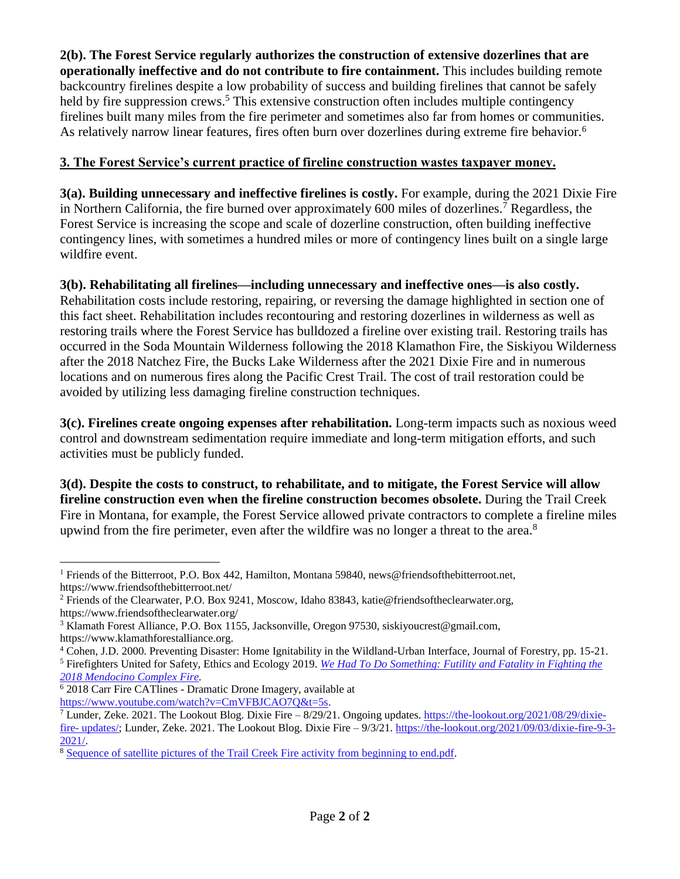**2(b). The Forest Service regularly authorizes the construction of extensive dozerlines that are operationally ineffective and do not contribute to fire containment.** This includes building remote backcountry firelines despite a low probability of success and building firelines that cannot be safely held by fire suppression crews.[5] This extensive construction often includes multiple contingency firelines built many miles from the fire perimeter and sometimes also far from homes or communities. As relatively narrow linear features, fires often burn over dozerlines during extreme fire behavior.[6]

## 3. The Forest Service's current practice of fireline construction wastes taxpayer money.

**3(a). Building unnecessary and ineffective firelines is costly.** For example, during the 2021 Dixie Fire in Northern California, the fire burned over approximately 600 miles of dozerlines.[7] Regardless, the Forest Service is increasing the scope and scale of dozerline construction, often building ineffective contingency lines, with sometimes a hundred miles or more of contingency lines built on a single large wildfire event.

**3(b). Rehabilitating all firelines—including unnecessary and ineffective ones—is also costly.** Rehabilitation costs include restoring, repairing, or reversing the damage highlighted in section one of this fact sheet. Rehabilitation includes recontouring and restoring dozerlines in wilderness as well as restoring trails where the Forest Service has bulldozed a fireline over existing trail. Restoring trails has occurred in the Soda Mountain Wilderness following the 2018 Klamathon Fire, the Siskiyou Wilderness after the 2018 Natchez Fire, the Bucks Lake Wilderness after the 2021 Dixie Fire and in numerous locations and on numerous fires along the Pacific Crest Trail. The cost of trail restoration could be avoided by utilizing less damaging fireline construction techniques.

**3(c). Firelines create ongoing expenses after rehabilitation.** Long-term impacts such as noxious weed control and downstream sedimentation require immediate and long-term mitigation efforts, and such activities must be publicly funded.

**3(d). Despite the costs to construct, to rehabilitate, and to mitigate, the Forest Service will allow fireline construction even when the fireline construction becomes obsolete.** During the Trail Creek Fire in Montana, for example, the Forest Service allowed private contractors to complete a fireline miles upwind from the fire perimeter, even after the wildfire was no longer a threat to the area.[8]

---

[1] Friends of the Bitterroot, P.O. Box 442, Hamilton, Montana 59840, news@friendsofthebitterroot.net, https://www.friendsofthebitterroot.net/

[2] Friends of the Clearwater, P.O. Box 9241, Moscow, Idaho 83843, katie@friendsoftheclearwater.org, https://www.friendsoftheclearwater.org/

[3] Klamath Forest Alliance, P.O. Box 1155, Jacksonville, Oregon 97530, siskiyoucrest@gmail.com, https://www.klamathforestalliance.org.

[4] Cohen, J.D. 2000. Preventing Disaster: Home Ignitability in the Wildland-Urban Interface, Journal of Forestry, pp. 15-21.

[5] Firefighters United for Safety, Ethics and Ecology 2019. *We Had To Do Something: Futility and Fatality in Fighting the 2018 Mendocino Complex Fire.*

[6] 2018 Carr Fire CATlines - Dramatic Drone Imagery, available at https://www.youtube.com/watch?v=CmVFBJCAO7Q&t=5s.

[7] Lunder, Zeke. 2021. The Lookout Blog. Dixie Fire – 8/29/21. Ongoing updates. https://the-lookout.org/2021/08/29/dixie-fire- updates/; Lunder, Zeke. 2021. The Lookout Blog. Dixie Fire – 9/3/21. https://the-lookout.org/2021/09/03/dixie-fire-9-3-2021/.

[8] Sequence of satellite pictures of the Trail Creek Fire activity from beginning to end.pdf.